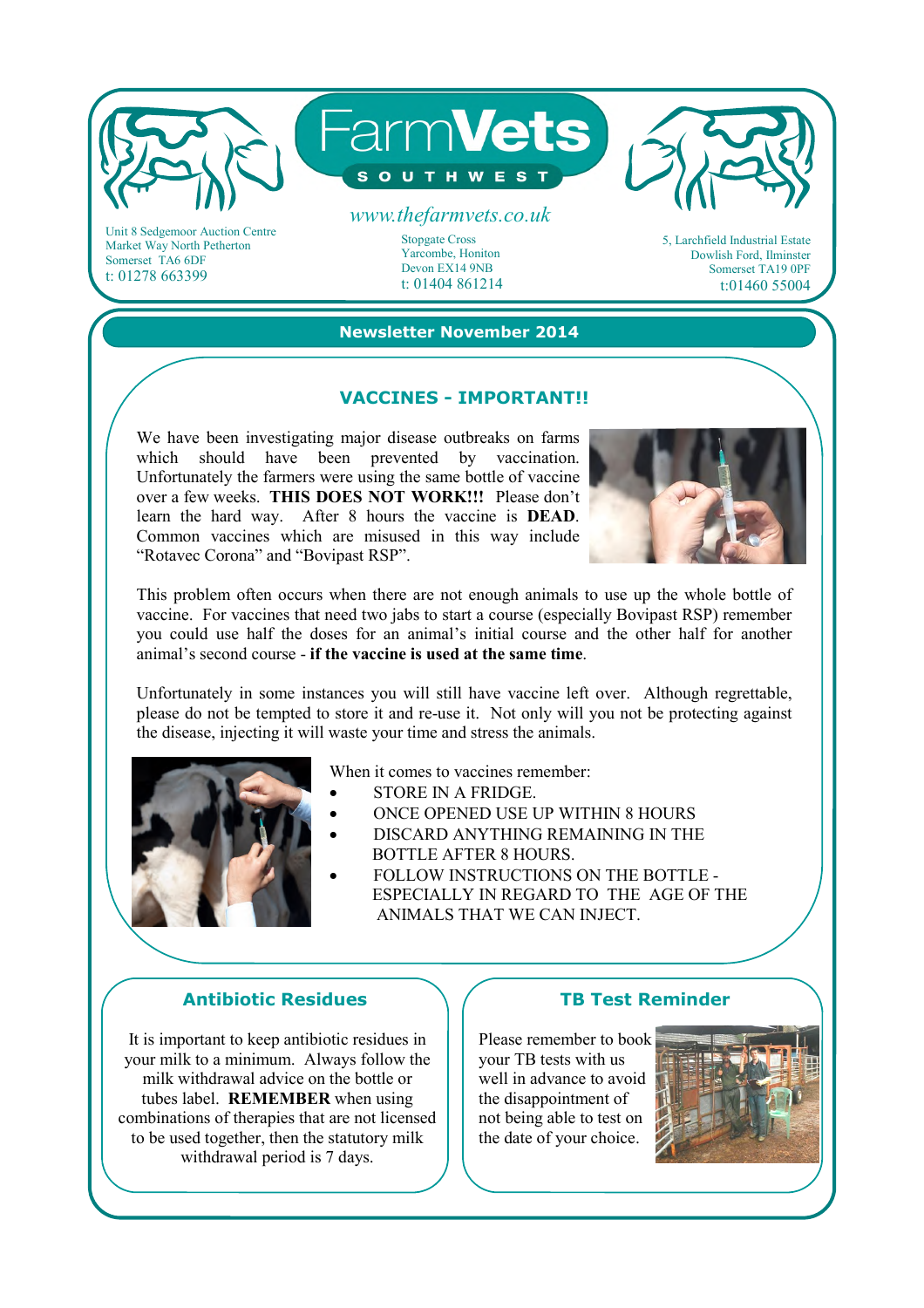# FarmVets

SOUTH WEST

www.thefarmvets.co.uk

Unit 8 Sedgemoor Auction Centre
Market Way North Petherton
Somerset TA6 6DF
t: 01278 663399

Stopgate Cross
Yarcombe, Honiton
Devon EX14 9NB
t: 01404 861214

5, Larchfield Industrial Estate
Dowlish Ford, Ilminster
Somerset TA19 0PF
t:01460 55004

## Newsletter November 2014

## VACCINES - IMPORTANT!!

We have been investigating major disease outbreaks on farms which should have been prevented by vaccination. Unfortunately the farmers were using the same bottle of vaccine over a few weeks. **THIS DOES NOT WORK!!!** Please don't learn the hard way. After 8 hours the vaccine is **DEAD**. Common vaccines which are misused in this way include "Rotavec Corona" and "Bovipast RSP".

This problem often occurs when there are not enough animals to use up the whole bottle of vaccine. For vaccines that need two jabs to start a course (especially Bovipast RSP) remember you could use half the doses for an animal's initial course and the other half for another animal's second course - **if the vaccine is used at the same time**.

Unfortunately in some instances you will still have vaccine left over. Although regrettable, please do not be tempted to store it and re-use it. Not only will you not be protecting against the disease, injecting it will waste your time and stress the animals.

When it comes to vaccines remember:

- STORE IN A FRIDGE.
- ONCE OPENED USE UP WITHIN 8 HOURS
- DISCARD ANYTHING REMAINING IN THE BOTTLE AFTER 8 HOURS.
- FOLLOW INSTRUCTIONS ON THE BOTTLE - ESPECIALLY IN REGARD TO THE AGE OF THE ANIMALS THAT WE CAN INJECT.

## Antibiotic Residues

It is important to keep antibiotic residues in your milk to a minimum. Always follow the milk withdrawal advice on the bottle or tubes label. **REMEMBER** when using combinations of therapies that are not licensed to be used together, then the statutory milk withdrawal period is 7 days.

## TB Test Reminder

Please remember to book your TB tests with us well in advance to avoid the disappointment of not being able to test on the date of your choice.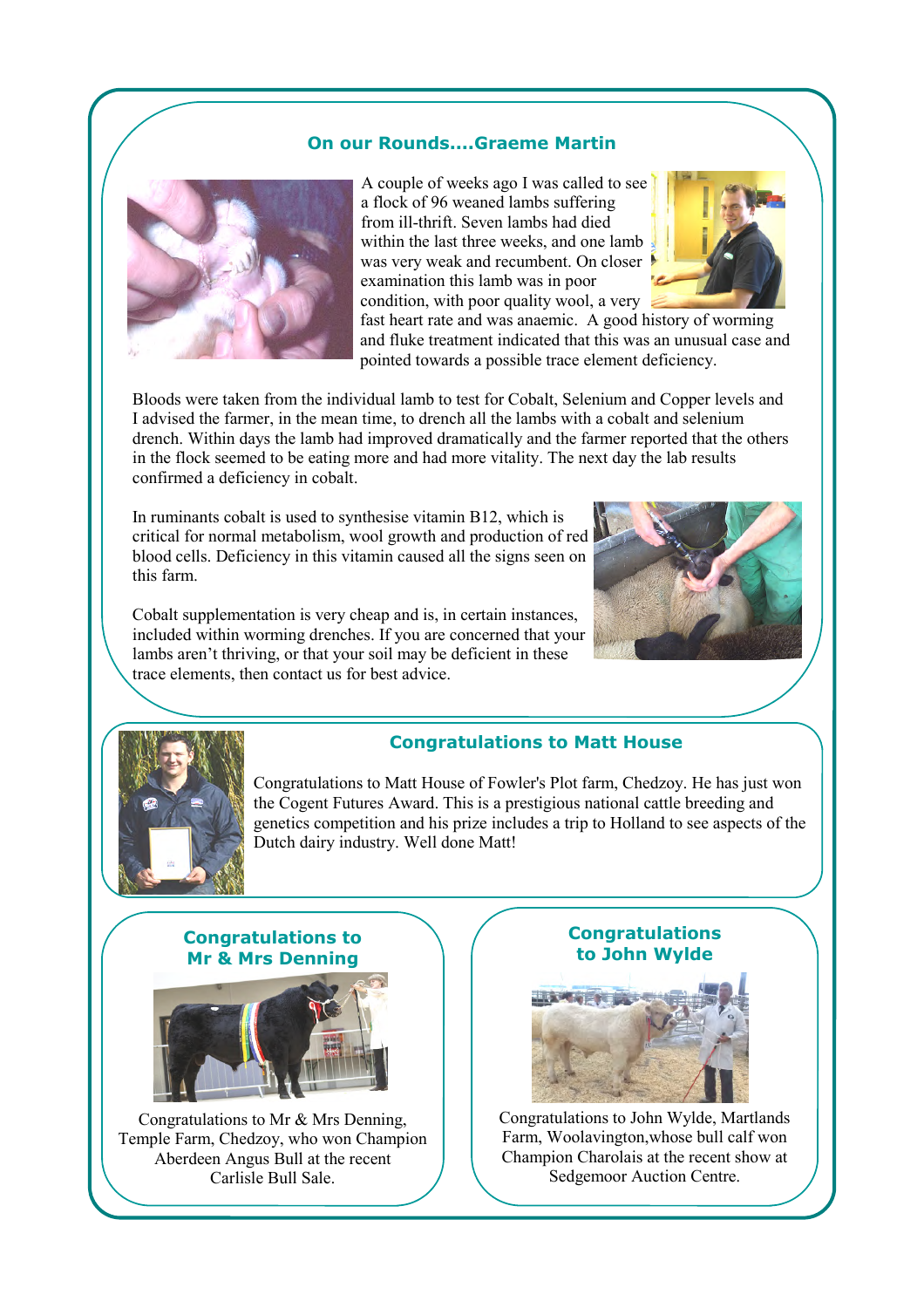## On our Rounds....Graeme Martin

A couple of weeks ago I was called to see a flock of 96 weaned lambs suffering from ill-thrift. Seven lambs had died within the last three weeks, and one lamb was very weak and recumbent. On closer examination this lamb was in poor condition, with poor quality wool, a very fast heart rate and was anaemic. A good history of worming and fluke treatment indicated that this was an unusual case and pointed towards a possible trace element deficiency.

Bloods were taken from the individual lamb to test for Cobalt, Selenium and Copper levels and I advised the farmer, in the mean time, to drench all the lambs with a cobalt and selenium drench. Within days the lamb had improved dramatically and the farmer reported that the others in the flock seemed to be eating more and had more vitality. The next day the lab results confirmed a deficiency in cobalt.

In ruminants cobalt is used to synthesise vitamin B12, which is critical for normal metabolism, wool growth and production of red blood cells. Deficiency in this vitamin caused all the signs seen on this farm.

Cobalt supplementation is very cheap and is, in certain instances, included within worming drenches. If you are concerned that your lambs aren't thriving, or that your soil may be deficient in these trace elements, then contact us for best advice.

## Congratulations to Matt House

Congratulations to Matt House of Fowler's Plot farm, Chedzoy. He has just won the Cogent Futures Award. This is a prestigious national cattle breeding and genetics competition and his prize includes a trip to Holland to see aspects of the Dutch dairy industry. Well done Matt!

## Congratulations to Mr & Mrs Denning

Congratulations to Mr & Mrs Denning, Temple Farm, Chedzoy, who won Champion Aberdeen Angus Bull at the recent Carlisle Bull Sale.

## Congratulations to John Wylde

Congratulations to John Wylde, Martlands Farm, Woolavington,whose bull calf won Champion Charolais at the recent show at Sedgemoor Auction Centre.